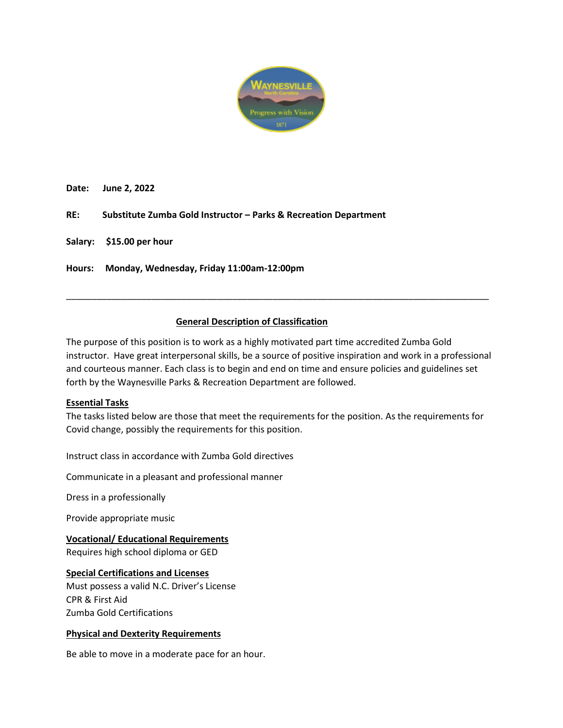**Date:** **June 2, 2022**

**RE:** **Substitute Zumba Gold Instructor – Parks & Recreation Department**

**Salary:** **$15.00 per hour**

**Hours:** **Monday, Wednesday, Friday 11:00am-12:00pm**

---

## General Description of Classification

The purpose of this position is to work as a highly motivated part time accredited Zumba Gold instructor. Have great interpersonal skills, be a source of positive inspiration and work in a professional and courteous manner. Each class is to begin and end on time and ensure policies and guidelines set forth by the Waynesville Parks & Recreation Department are followed.

### Essential Tasks

The tasks listed below are those that meet the requirements for the position. As the requirements for Covid change, possibly the requirements for this position.

Instruct class in accordance with Zumba Gold directives

Communicate in a pleasant and professional manner

Dress in a professionally

Provide appropriate music

### Vocational/ Educational Requirements

Requires high school diploma or GED

### Special Certifications and Licenses

Must possess a valid N.C. Driver's License
CPR & First Aid
Zumba Gold Certifications

### Physical and Dexterity Requirements

Be able to move in a moderate pace for an hour.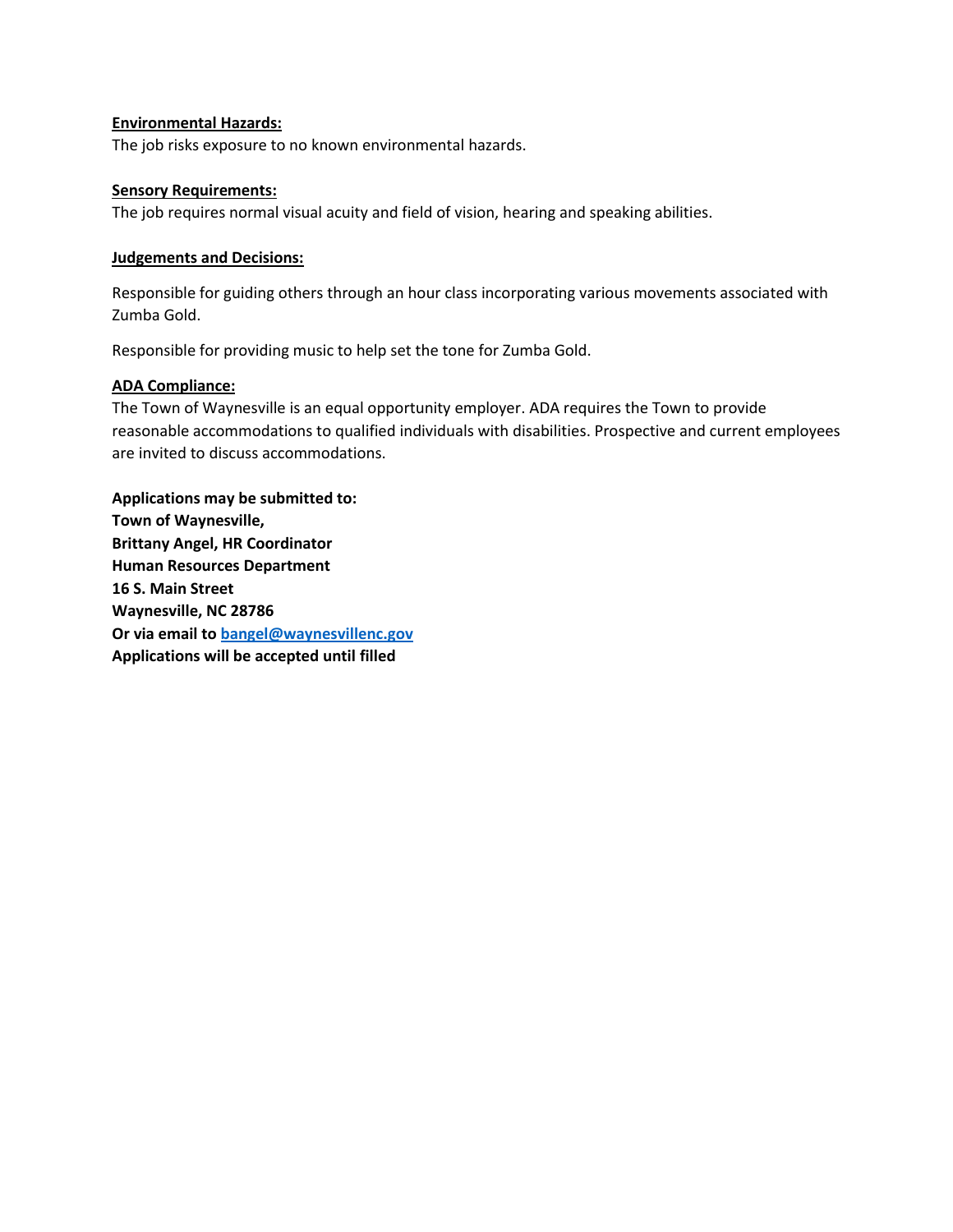**Environmental Hazards:**

The job risks exposure to no known environmental hazards.

**Sensory Requirements:**

The job requires normal visual acuity and field of vision, hearing and speaking abilities.

**Judgements and Decisions:**

Responsible for guiding others through an hour class incorporating various movements associated with Zumba Gold.

Responsible for providing music to help set the tone for Zumba Gold.

**ADA Compliance:**

The Town of Waynesville is an equal opportunity employer. ADA requires the Town to provide reasonable accommodations to qualified individuals with disabilities. Prospective and current employees are invited to discuss accommodations.

**Applications may be submitted to:**
**Town of Waynesville,**
**Brittany Angel, HR Coordinator**
**Human Resources Department**
**16 S. Main Street**
**Waynesville, NC 28786**
**Or via email to [bangel@waynesvillenc.gov](mailto:bangel@waynesvillenc.gov)**
**Applications will be accepted until filled**